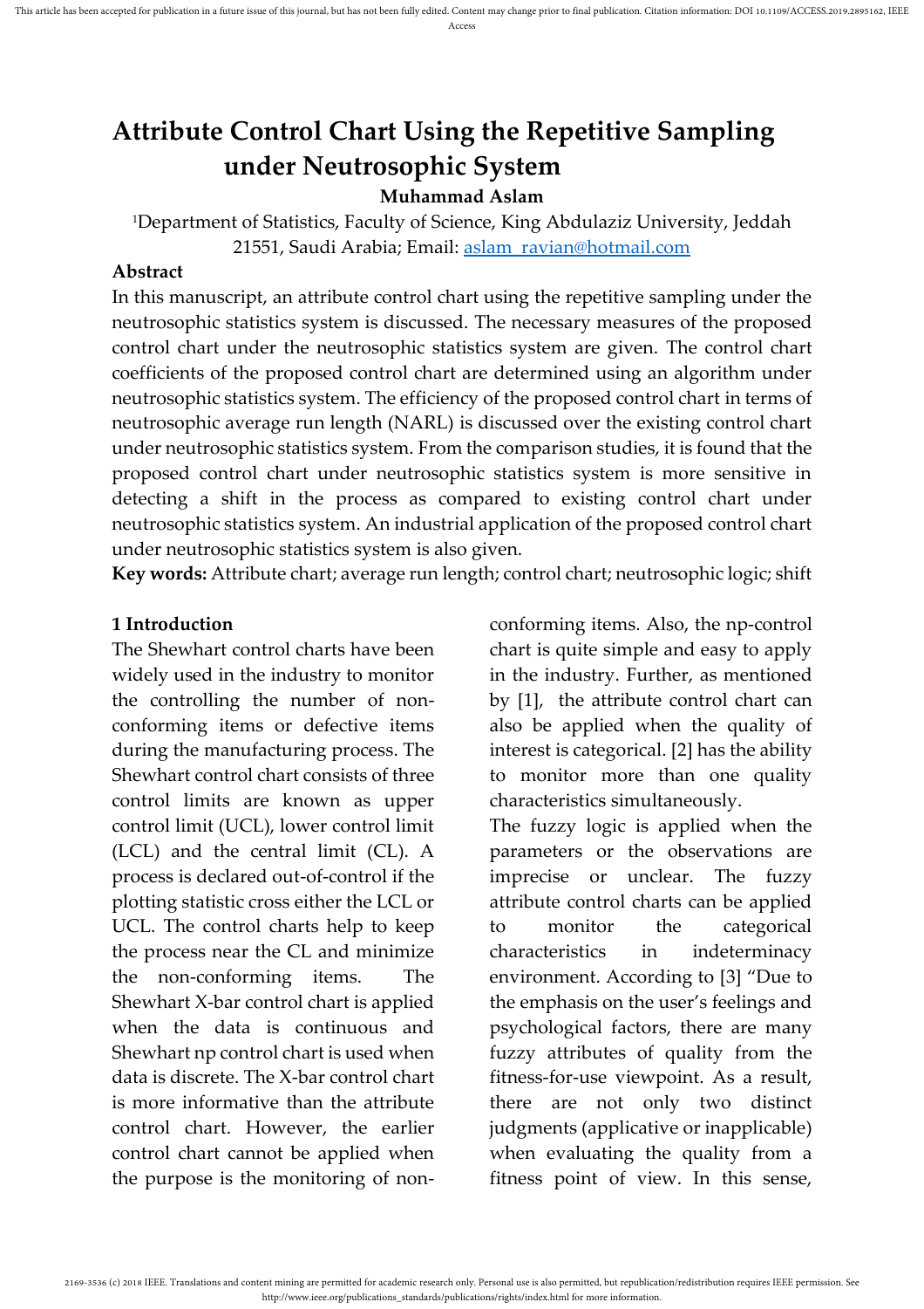# Attribute Control Chart Using the Repetitive Sampling under Neutrosophic System

**Muhammad Aslam**

[1]Department of Statistics, Faculty of Science, King Abdulaziz University, Jeddah 21551, Saudi Arabia; Email: aslam_ravian@hotmail.com

**Abstract**

In this manuscript, an attribute control chart using the repetitive sampling under the neutrosophic statistics system is discussed. The necessary measures of the proposed control chart under the neutrosophic statistics system are given. The control chart coefficients of the proposed control chart are determined using an algorithm under neutrosophic statistics system. The efficiency of the proposed control chart in terms of neutrosophic average run length (NARL) is discussed over the existing control chart under neutrosophic statistics system. From the comparison studies, it is found that the proposed control chart under neutrosophic statistics system is more sensitive in detecting a shift in the process as compared to existing control chart under neutrosophic statistics system. An industrial application of the proposed control chart under neutrosophic statistics system is also given.

**Key words:** Attribute chart; average run length; control chart; neutrosophic logic; shift

## 1 Introduction

The Shewhart control charts have been widely used in the industry to monitor the controlling the number of non-conforming items or defective items during the manufacturing process. The Shewhart control chart consists of three control limits are known as upper control limit (UCL), lower control limit (LCL) and the central limit (CL). A process is declared out-of-control if the plotting statistic cross either the LCL or UCL. The control charts help to keep the process near the CL and minimize the non-conforming items. The Shewhart X-bar control chart is applied when the data is continuous and Shewhart np control chart is used when data is discrete. The X-bar control chart is more informative than the attribute control chart. However, the earlier control chart cannot be applied when the purpose is the monitoring of non-conforming items. Also, the np-control chart is quite simple and easy to apply in the industry. Further, as mentioned by [1], the attribute control chart can also be applied when the quality of interest is categorical. [2] has the ability to monitor more than one quality characteristics simultaneously.

The fuzzy logic is applied when the parameters or the observations are imprecise or unclear. The fuzzy attribute control charts can be applied to monitor the categorical characteristics in indeterminacy environment. According to [3] "Due to the emphasis on the user's feelings and psychological factors, there are many fuzzy attributes of quality from the fitness-for-use viewpoint. As a result, there are not only two distinct judgments (applicative or inapplicable) when evaluating the quality from a fitness point of view. In this sense,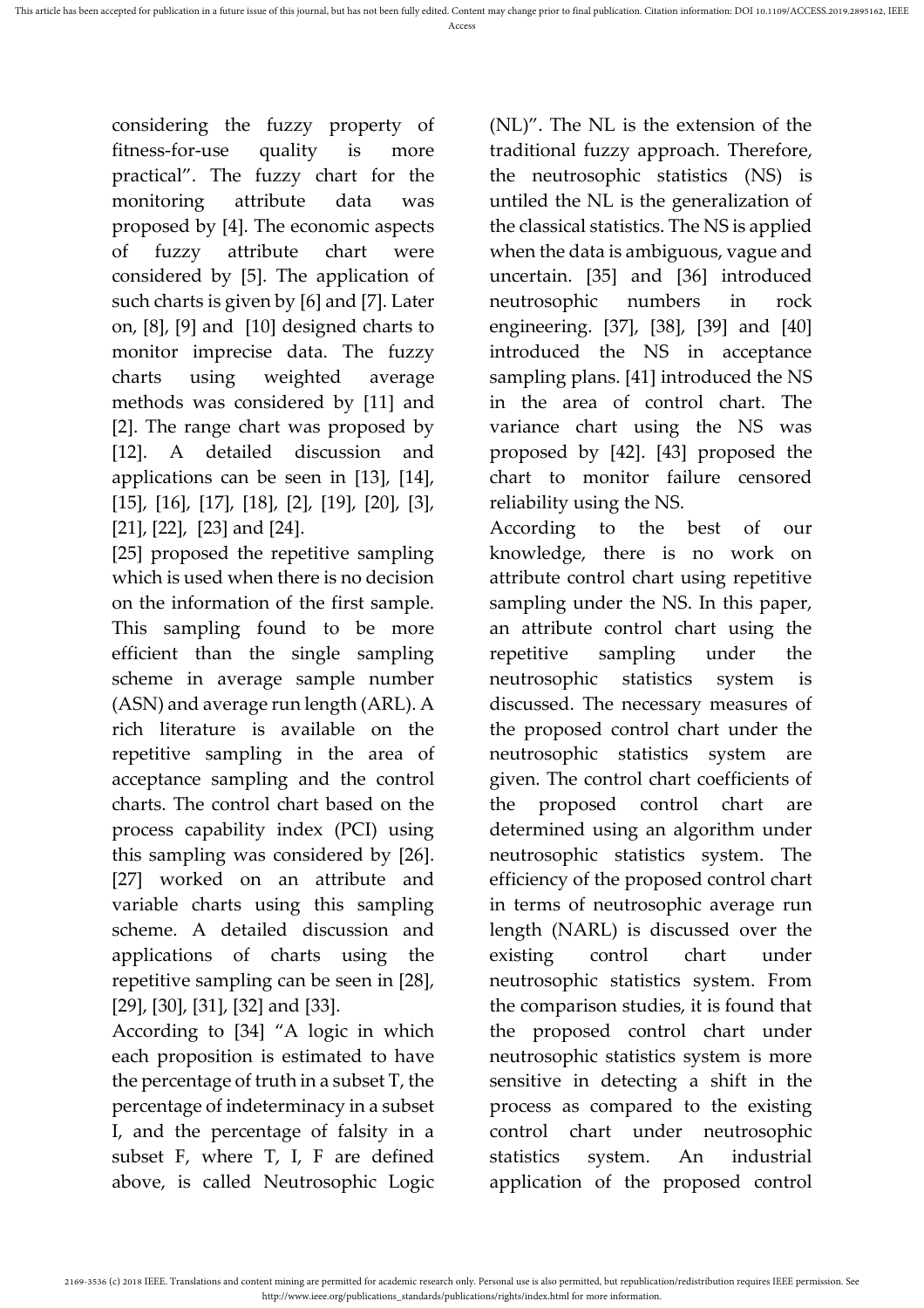considering the fuzzy property of fitness-for-use quality is more practical". The fuzzy chart for the monitoring attribute data was proposed by [4]. The economic aspects of fuzzy attribute chart were considered by [5]. The application of such charts is given by [6] and [7]. Later on, [8], [9] and [10] designed charts to monitor imprecise data. The fuzzy charts using weighted average methods was considered by [11] and [2]. The range chart was proposed by [12]. A detailed discussion and applications can be seen in [13], [14], [15], [16], [17], [18], [2], [19], [20], [3], [21], [22], [23] and [24].

[25] proposed the repetitive sampling which is used when there is no decision on the information of the first sample. This sampling found to be more efficient than the single sampling scheme in average sample number (ASN) and average run length (ARL). A rich literature is available on the repetitive sampling in the area of acceptance sampling and the control charts. The control chart based on the process capability index (PCI) using this sampling was considered by [26]. [27] worked on an attribute and variable charts using this sampling scheme. A detailed discussion and applications of charts using the repetitive sampling can be seen in [28], [29], [30], [31], [32] and [33].

According to [34] "A logic in which each proposition is estimated to have the percentage of truth in a subset T, the percentage of indeterminacy in a subset I, and the percentage of falsity in a subset F, where T, I, F are defined above, is called Neutrosophic Logic (NL)". The NL is the extension of the traditional fuzzy approach. Therefore, the neutrosophic statistics (NS) is untiled the NL is the generalization of the classical statistics. The NS is applied when the data is ambiguous, vague and uncertain. [35] and [36] introduced neutrosophic numbers in rock engineering. [37], [38], [39] and [40] introduced the NS in acceptance sampling plans. [41] introduced the NS in the area of control chart. The variance chart using the NS was proposed by [42]. [43] proposed the chart to monitor failure censored reliability using the NS.

According to the best of our knowledge, there is no work on attribute control chart using repetitive sampling under the NS. In this paper, an attribute control chart using the repetitive sampling under the neutrosophic statistics system is discussed. The necessary measures of the proposed control chart under the neutrosophic statistics system are given. The control chart coefficients of the proposed control chart are determined using an algorithm under neutrosophic statistics system. The efficiency of the proposed control chart in terms of neutrosophic average run length (NARL) is discussed over the existing control chart under neutrosophic statistics system. From the comparison studies, it is found that the proposed control chart under neutrosophic statistics system is more sensitive in detecting a shift in the process as compared to the existing control chart under neutrosophic statistics system. An industrial application of the proposed control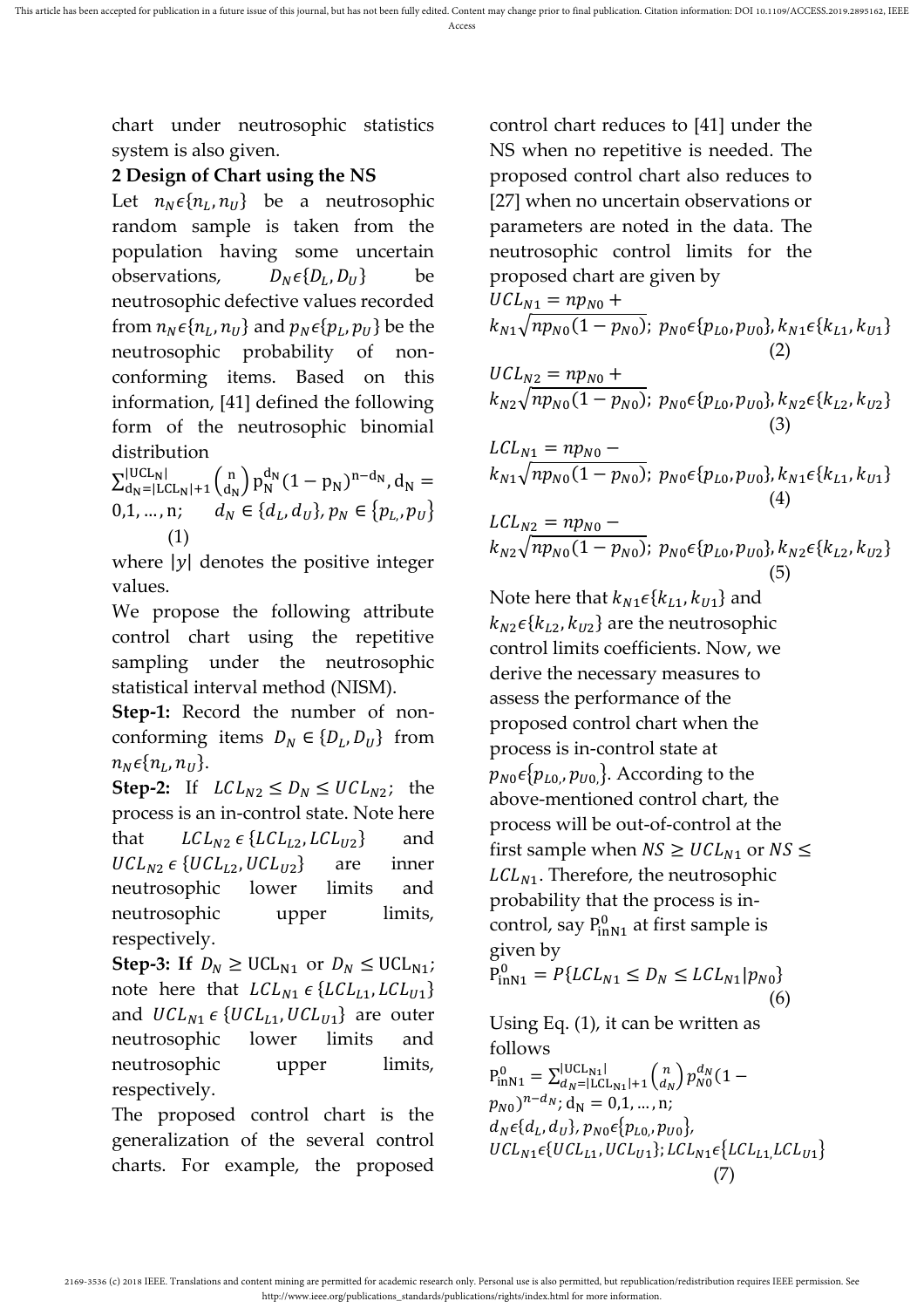chart under neutrosophic statistics system is also given.

## 2 Design of Chart using the NS

Let $n_N \epsilon \{n_L, n_U\}$ be a neutrosophic random sample is taken from the population having some uncertain observations, $D_N \epsilon \{D_L, D_U\}$ be neutrosophic defective values recorded from $n_N \epsilon \{n_L, n_U\}$ and $p_N \epsilon \{p_L, p_U\}$ be the neutrosophic probability of non-conforming items. Based on this information, [41] defined the following form of the neutrosophic binomial distribution

$$\sum_{d_N=|LCL_N|+1}^{|UCL_N|} \binom{n}{d_N} p_N^{d_N} (1-p_N)^{n-d_N}, d_N = 0,1,\ldots,n; \quad d_N \in \{d_L, d_U\}, p_N \in \{p_L, p_U\} \quad (1)$$

where $|y|$ denotes the positive integer values.

We propose the following attribute control chart using the repetitive sampling under the neutrosophic statistical interval method (NISM).

**Step-1:** Record the number of non-conforming items $D_N \in \{D_L, D_U\}$ from $n_N \epsilon \{n_L, n_U\}$.

**Step-2:** If $LCL_{N2} \leq D_N \leq UCL_{N2}$; the process is an in-control state. Note here that $LCL_{N2} \epsilon \{LCL_{L2}, LCL_{U2}\}$ and $UCL_{N2} \epsilon \{UCL_{L2}, UCL_{U2}\}$ are inner neutrosophic lower limits and neutrosophic upper limits, respectively.

**Step-3: If** $D_N \geq UCL_{N1}$ or $D_N \leq UCL_{N1}$; note here that $LCL_{N1} \epsilon \{LCL_{L1}, LCL_{U1}\}$ and $UCL_{N1} \epsilon \{UCL_{L1}, UCL_{U1}\}$ are outer neutrosophic lower limits and neutrosophic upper limits, respectively.

The proposed control chart is the generalization of the several control charts. For example, the proposed control chart reduces to [41] under the NS when no repetitive is needed. The proposed control chart also reduces to [27] when no uncertain observations or parameters are noted in the data. The neutrosophic control limits for the proposed chart are given by

$$UCL_{N1} = np_{N0} + k_{N1}\sqrt{np_{N0}(1-p_{N0})};\ p_{N0} \epsilon \{p_{L0}, p_{U0}\}, k_{N1} \epsilon \{k_{L1}, k_{U1}\} \quad (2)$$

$$UCL_{N2} = np_{N0} + k_{N2}\sqrt{np_{N0}(1-p_{N0})};\ p_{N0} \epsilon \{p_{L0}, p_{U0}\}, k_{N2} \epsilon \{k_{L2}, k_{U2}\} \quad (3)$$

$$LCL_{N1} = np_{N0} - k_{N1}\sqrt{np_{N0}(1-p_{N0})};\ p_{N0} \epsilon \{p_{L0}, p_{U0}\}, k_{N1} \epsilon \{k_{L1}, k_{U1}\} \quad (4)$$

$$LCL_{N2} = np_{N0} - k_{N2}\sqrt{np_{N0}(1-p_{N0})};\ p_{N0} \epsilon \{p_{L0}, p_{U0}\}, k_{N2} \epsilon \{k_{L2}, k_{U2}\} \quad (5)$$

Note here that $k_{N1} \epsilon \{k_{L1}, k_{U1}\}$ and $k_{N2} \epsilon \{k_{L2}, k_{U2}\}$ are the neutrosophic control limits coefficients. Now, we derive the necessary measures to assess the performance of the proposed control chart when the process is in-control state at $p_{N0} \epsilon \{p_{L0,}, p_{U0,}\}$. According to the above-mentioned control chart, the process will be out-of-control at the first sample when $NS \geq UCL_{N1}$ or $NS \leq LCL_{N1}$. Therefore, the neutrosophic probability that the process is in-control, say $P_{inN1}^0$ at first sample is given by

$$P_{inN1}^0 = P\{LCL_{N1} \leq D_N \leq LCL_{N1} | p_{N0}\} \quad (6)$$

Using Eq. (1), it can be written as follows

$$P_{inN1}^0 = \sum_{d_N=|LCL_{N1}|+1}^{|UCL_{N1}|} \binom{n}{d_N} p_{N0}^{d_N} (1-p_{N0})^{n-d_N};\ d_N = 0,1,\ldots,n; \\ d_N \epsilon \{d_L, d_U\}, p_{N0} \epsilon \{p_{L0,}, p_{U0}\}, \\ UCL_{N1} \epsilon \{UCL_{L1}, UCL_{U1}\}; LCL_{N1} \epsilon \{LCL_{L1,} LCL_{U1}\} \quad (7)$$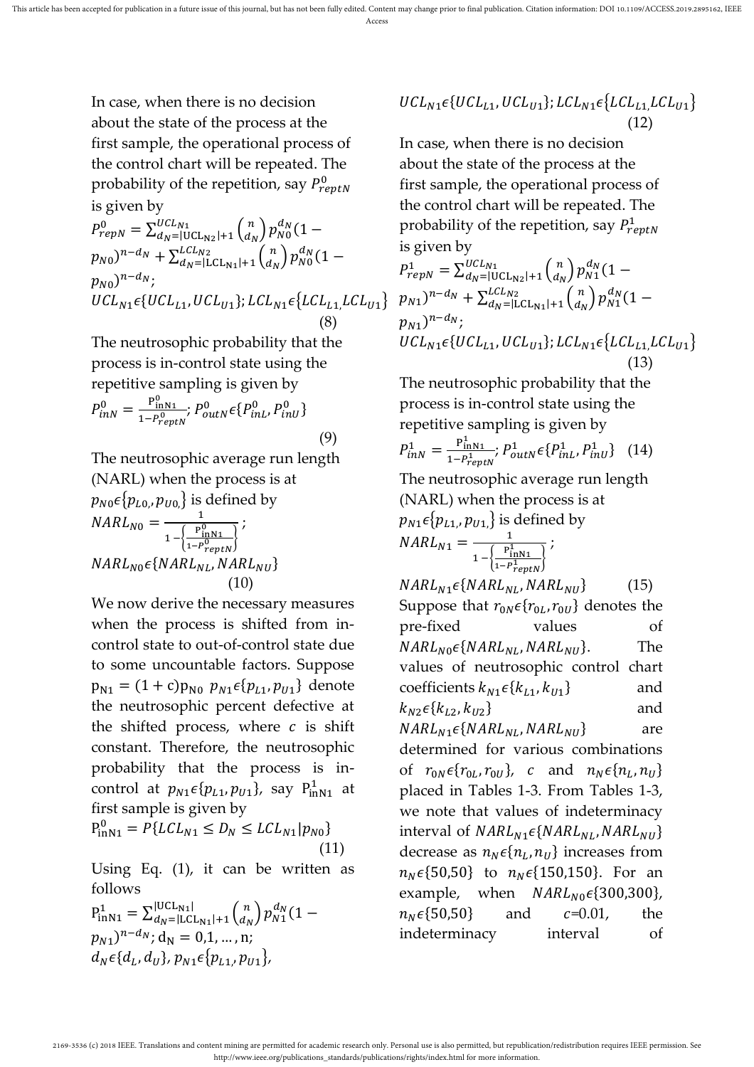In case, when there is no decision about the state of the process at the first sample, the operational process of the control chart will be repeated. The probability of the repetition, say $P_{reptN}^{0}$ is given by

$$P_{repN}^{0}=\sum_{d_N=|\mathrm{UCL}_{N2}|+1}^{UCL_{N1}}\binom{n}{d_N}p_{N0}^{d_N}(1-p_{N0})^{n-d_N}+\sum_{d_N=|\mathrm{LCL}_{N1}|+1}^{LCL_{N2}}\binom{n}{d_N}p_{N0}^{d_N}(1-p_{N0})^{n-d_N};$$
$$UCL_{N1}\epsilon\{UCL_{L1},UCL_{U1}\};\ LCL_{N1}\epsilon\{LCL_{L1},LCL_{U1}\} \quad (8)$$

The neutrosophic probability that the process is in-control state using the repetitive sampling is given by

$$P_{inN}^{0}=\frac{\mathrm{P}_{\mathrm{inN1}}^{0}}{1-P_{reptN}^{0}};\ P_{outN}^{0}\epsilon\{P_{inL}^{0},P_{inU}^{0}\} \quad (9)$$

The neutrosophic average run length (NARL) when the process is at $p_{N0}\epsilon\{p_{L0,},p_{U0,}\}$ is defined by

$$NARL_{N0}=\frac{1}{1-\left\{\frac{\mathrm{P}_{\mathrm{inN1}}^{0}}{1-P_{reptN}^{0}}\right\}};$$
$$NARL_{N0}\epsilon\{NARL_{NL},NARL_{NU}\} \quad (10)$$

We now derive the necessary measures when the process is shifted from in-control state to out-of-control state due to some uncountable factors. Suppose $\mathrm{p}_{\mathrm{N1}}=(1+\mathrm{c})\mathrm{p}_{\mathrm{N0}}$ $p_{N1}\epsilon\{p_{L1},p_{U1}\}$ denote the neutrosophic percent defective at the shifted process, where $c$ is shift constant. Therefore, the neutrosophic probability that the process is in-control at $p_{N1}\epsilon\{p_{L1},p_{U1}\}$, say $\mathrm{P}_{\mathrm{inN1}}^{1}$ at first sample is given by

$$\mathrm{P}_{\mathrm{inN1}}^{0}=P\{LCL_{N1}\leq D_N\leq LCL_{N1}|p_{N0}\} \quad (11)$$

Using Eq. (1), it can be written as follows

$$\mathrm{P}_{\mathrm{inN1}}^{1}=\sum_{d_N=|\mathrm{LCL}_{N1}|+1}^{|\mathrm{UCL}_{N1}|}\binom{n}{d_N}p_{N1}^{d_N}(1-p_{N1})^{n-d_N};\ \mathrm{d}_{\mathrm{N}}=0,1,\ldots,\mathrm{n};$$
$$d_N\epsilon\{d_L,d_U\},\ p_{N1}\epsilon\{p_{L1},p_{U1}\},$$
$$UCL_{N1}\epsilon\{UCL_{L1},UCL_{U1}\};\ LCL_{N1}\epsilon\{LCL_{L1},LCL_{U1}\} \quad (12)$$

In case, when there is no decision about the state of the process at the first sample, the operational process of the control chart will be repeated. The probability of the repetition, say $P_{reptN}^{1}$ is given by

$$P_{repN}^{1}=\sum_{d_N=|\mathrm{UCL}_{N2}|+1}^{UCL_{N1}}\binom{n}{d_N}p_{N1}^{d_N}(1-p_{N1})^{n-d_N}+\sum_{d_N=|\mathrm{LCL}_{N1}|+1}^{LCL_{N2}}\binom{n}{d_N}p_{N1}^{d_N}(1-p_{N1})^{n-d_N};$$
$$UCL_{N1}\epsilon\{UCL_{L1},UCL_{U1}\};\ LCL_{N1}\epsilon\{LCL_{L1},LCL_{U1}\} \quad (13)$$

The neutrosophic probability that the process is in-control state using the repetitive sampling is given by

$$P_{inN}^{1}=\frac{\mathrm{P}_{\mathrm{inN1}}^{1}}{1-P_{reptN}^{1}};\ P_{outN}^{1}\epsilon\{P_{inL}^{1},P_{inU}^{1}\} \quad (14)$$

The neutrosophic average run length (NARL) when the process is at $p_{N1}\epsilon\{p_{L1,},p_{U1,}\}$ is defined by

$$NARL_{N1}=\frac{1}{1-\left\{\frac{\mathrm{P}_{\mathrm{inN1}}^{1}}{1-P_{reptN}^{1}}\right\}};$$
$$NARL_{N1}\epsilon\{NARL_{NL},NARL_{NU}\} \quad (15)$$

Suppose that $r_{0N}\epsilon\{r_{0L},r_{0U}\}$ denotes the pre-fixed values of $NARL_{N0}\epsilon\{NARL_{NL},NARL_{NU}\}$. The values of neutrosophic control chart coefficients $k_{N1}\epsilon\{k_{L1},k_{U1}\}$ and $k_{N2}\epsilon\{k_{L2},k_{U2}\}$ and $NARL_{N1}\epsilon\{NARL_{NL},NARL_{NU}\}$ are determined for various combinations of $r_{0N}\epsilon\{r_{0L},r_{0U}\}$, $c$ and $n_N\epsilon\{n_L,n_U\}$ placed in Tables 1-3. From Tables 1-3, we note that values of indeterminacy interval of $NARL_{N1}\epsilon\{NARL_{NL},NARL_{NU}\}$ decrease as $n_N\epsilon\{n_L,n_U\}$ increases from $n_N\epsilon\{50,50\}$ to $n_N\epsilon\{150,150\}$. For an example, when $NARL_{N0}\epsilon\{300,300\}$, $n_N\epsilon\{50,50\}$ and $c$=0.01, the indeterminacy interval of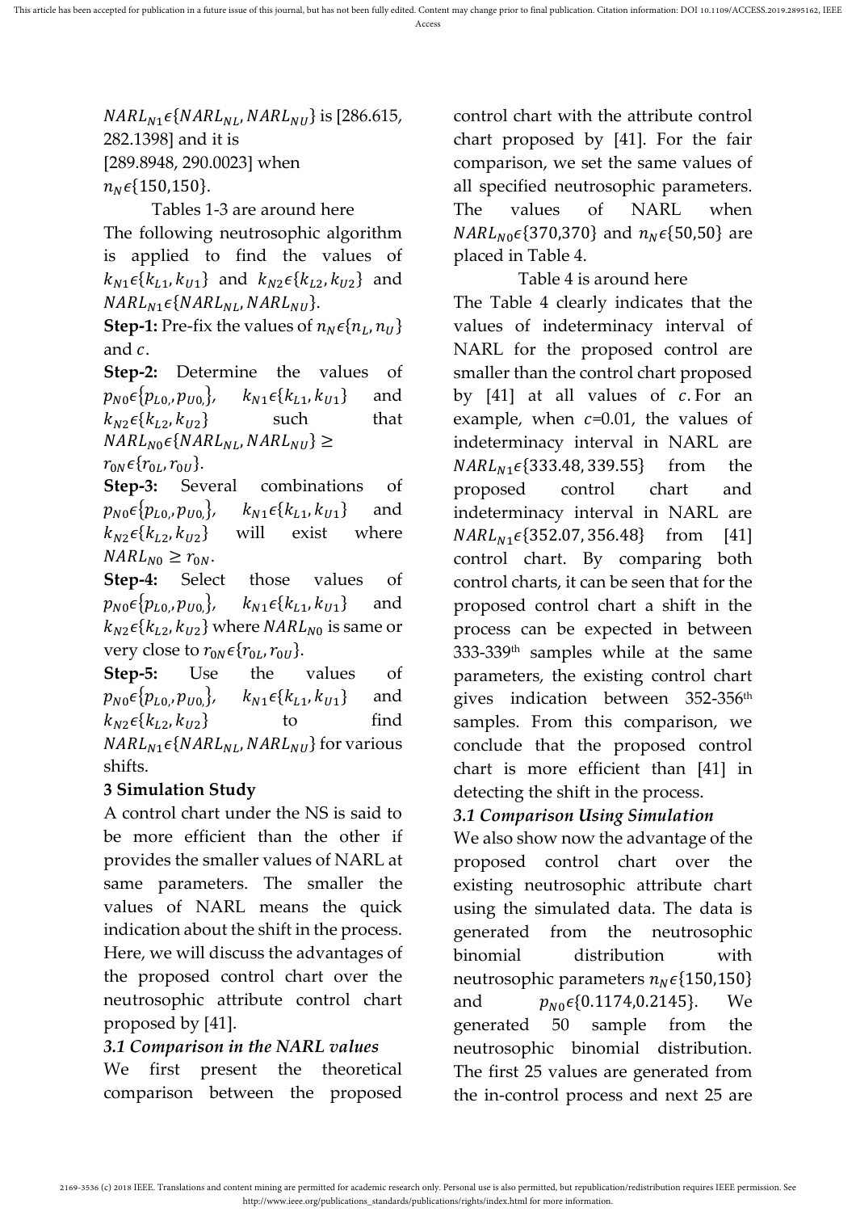$NARL_{N1}\epsilon\{NARL_{NL}, NARL_{NU}\}$ is [286.615, 282.1398] and it is [289.8948, 290.0023] when $n_N\epsilon\{150,150\}$.

Tables 1-3 are around here

The following neutrosophic algorithm is applied to find the values of $k_{N1}\epsilon\{k_{L1}, k_{U1}\}$ and $k_{N2}\epsilon\{k_{L2}, k_{U2}\}$ and $NARL_{N1}\epsilon\{NARL_{NL}, NARL_{NU}\}$.

**Step-1:** Pre-fix the values of $n_N\epsilon\{n_L, n_U\}$ and $c$.

**Step-2:** Determine the values of $p_{N0}\epsilon\{p_{L0,}, p_{U0,}\}$, $k_{N1}\epsilon\{k_{L1}, k_{U1}\}$ and $k_{N2}\epsilon\{k_{L2}, k_{U2}\}$ such that $NARL_{N0}\epsilon\{NARL_{NL}, NARL_{NU}\} \geq r_{0N}\epsilon\{r_{0L}, r_{0U}\}$.

**Step-3:** Several combinations of $p_{N0}\epsilon\{p_{L0,}, p_{U0,}\}$, $k_{N1}\epsilon\{k_{L1}, k_{U1}\}$ and $k_{N2}\epsilon\{k_{L2}, k_{U2}\}$ will exist where $NARL_{N0} \geq r_{0N}$.

**Step-4:** Select those values of $p_{N0}\epsilon\{p_{L0,}, p_{U0,}\}$, $k_{N1}\epsilon\{k_{L1}, k_{U1}\}$ and $k_{N2}\epsilon\{k_{L2}, k_{U2}\}$ where $NARL_{N0}$ is same or very close to $r_{0N}\epsilon\{r_{0L}, r_{0U}\}$.

**Step-5:** Use the values of $p_{N0}\epsilon\{p_{L0,}, p_{U0,}\}$, $k_{N1}\epsilon\{k_{L1}, k_{U1}\}$ and $k_{N2}\epsilon\{k_{L2}, k_{U2}\}$ to find $NARL_{N1}\epsilon\{NARL_{NL}, NARL_{NU}\}$ for various shifts.

## 3 Simulation Study

A control chart under the NS is said to be more efficient than the other if provides the smaller values of NARL at same parameters. The smaller the values of NARL means the quick indication about the shift in the process. Here, we will discuss the advantages of the proposed control chart over the neutrosophic attribute control chart proposed by [41].

### *3.1 Comparison in the NARL values*

We first present the theoretical comparison between the proposed control chart with the attribute control chart proposed by [41]. For the fair comparison, we set the same values of all specified neutrosophic parameters. The values of NARL when $NARL_{N0}\epsilon\{370,370\}$ and $n_N\epsilon\{50,50\}$ are placed in Table 4.

Table 4 is around here

The Table 4 clearly indicates that the values of indeterminacy interval of NARL for the proposed control are smaller than the control chart proposed by [41] at all values of $c$. For an example, when $c$=0.01, the values of indeterminacy interval in NARL are $NARL_{N1}\epsilon\{333.48, 339.55\}$ from the proposed control chart and indeterminacy interval in NARL are $NARL_{N1}\epsilon\{352.07, 356.48\}$ from [41] control chart. By comparing both control charts, it can be seen that for the proposed control chart a shift in the process can be expected in between 333-339th samples while at the same parameters, the existing control chart gives indication between 352-356th samples. From this comparison, we conclude that the proposed control chart is more efficient than [41] in detecting the shift in the process.

### *3.1 Comparison Using Simulation*

We also show now the advantage of the proposed control chart over the existing neutrosophic attribute chart using the simulated data. The data is generated from the neutrosophic binomial distribution with neutrosophic parameters $n_N\epsilon\{150,150\}$ and $p_{N0}\epsilon\{0.1174,0.2145\}$. We generated 50 sample from the neutrosophic binomial distribution. The first 25 values are generated from the in-control process and next 25 are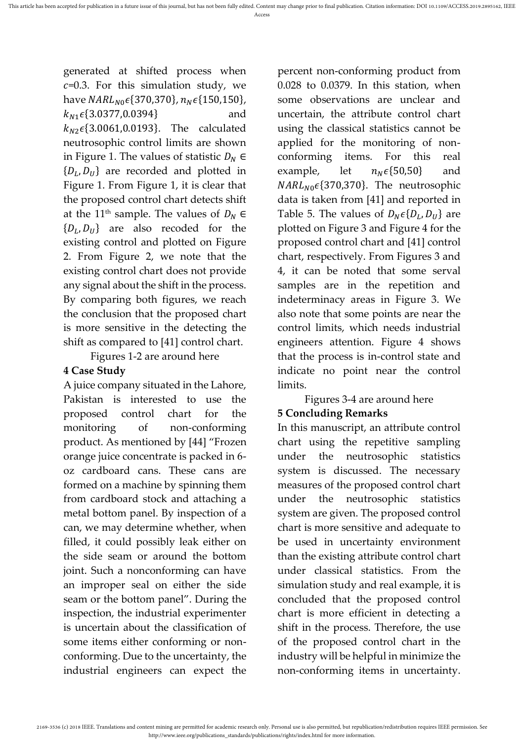generated at shifted process when $c$=0.3. For this simulation study, we have $NARL_{N0}\epsilon\{370,370\}$, $n_N\epsilon\{150,150\}$, $k_{N1}\epsilon\{3.0377,0.0394\}$ and $k_{N2}\epsilon\{3.0061,0.0193\}$. The calculated neutrosophic control limits are shown in Figure 1. The values of statistic $D_N \in \{D_L, D_U\}$ are recorded and plotted in Figure 1. From Figure 1, it is clear that the proposed control chart detects shift at the 11th sample. The values of $D_N \in \{D_L, D_U\}$ are also recoded for the existing control and plotted on Figure 2. From Figure 2, we note that the existing control chart does not provide any signal about the shift in the process. By comparing both figures, we reach the conclusion that the proposed chart is more sensitive in the detecting the shift as compared to [41] control chart.

Figures 1-2 are around here

## 4 Case Study

A juice company situated in the Lahore, Pakistan is interested to use the proposed control chart for the monitoring of non-conforming product. As mentioned by [44] "Frozen orange juice concentrate is packed in 6-oz cardboard cans. These cans are formed on a machine by spinning them from cardboard stock and attaching a metal bottom panel. By inspection of a can, we may determine whether, when filled, it could possibly leak either on the side seam or around the bottom joint. Such a nonconforming can have an improper seal on either the side seam or the bottom panel". During the inspection, the industrial experimenter is uncertain about the classification of some items either conforming or non-conforming. Due to the uncertainty, the industrial engineers can expect the percent non-conforming product from 0.028 to 0.0379. In this station, when some observations are unclear and uncertain, the attribute control chart using the classical statistics cannot be applied for the monitoring of non-conforming items. For this real example, let $n_N\epsilon\{50,50\}$ and $NARL_{N0}\epsilon\{370,370\}$. The neutrosophic data is taken from [41] and reported in Table 5. The values of $D_N\epsilon\{D_L, D_U\}$ are plotted on Figure 3 and Figure 4 for the proposed control chart and [41] control chart, respectively. From Figures 3 and 4, it can be noted that some serval samples are in the repetition and indeterminacy areas in Figure 3. We also note that some points are near the control limits, which needs industrial engineers attention. Figure 4 shows that the process is in-control state and indicate no point near the control limits.

Figures 3-4 are around here

## 5 Concluding Remarks

In this manuscript, an attribute control chart using the repetitive sampling under the neutrosophic statistics system is discussed. The necessary measures of the proposed control chart under the neutrosophic statistics system are given. The proposed control chart is more sensitive and adequate to be used in uncertainty environment than the existing attribute control chart under classical statistics. From the simulation study and real example, it is concluded that the proposed control chart is more efficient in detecting a shift in the process. Therefore, the use of the proposed control chart in the industry will be helpful in minimize the non-conforming items in uncertainty.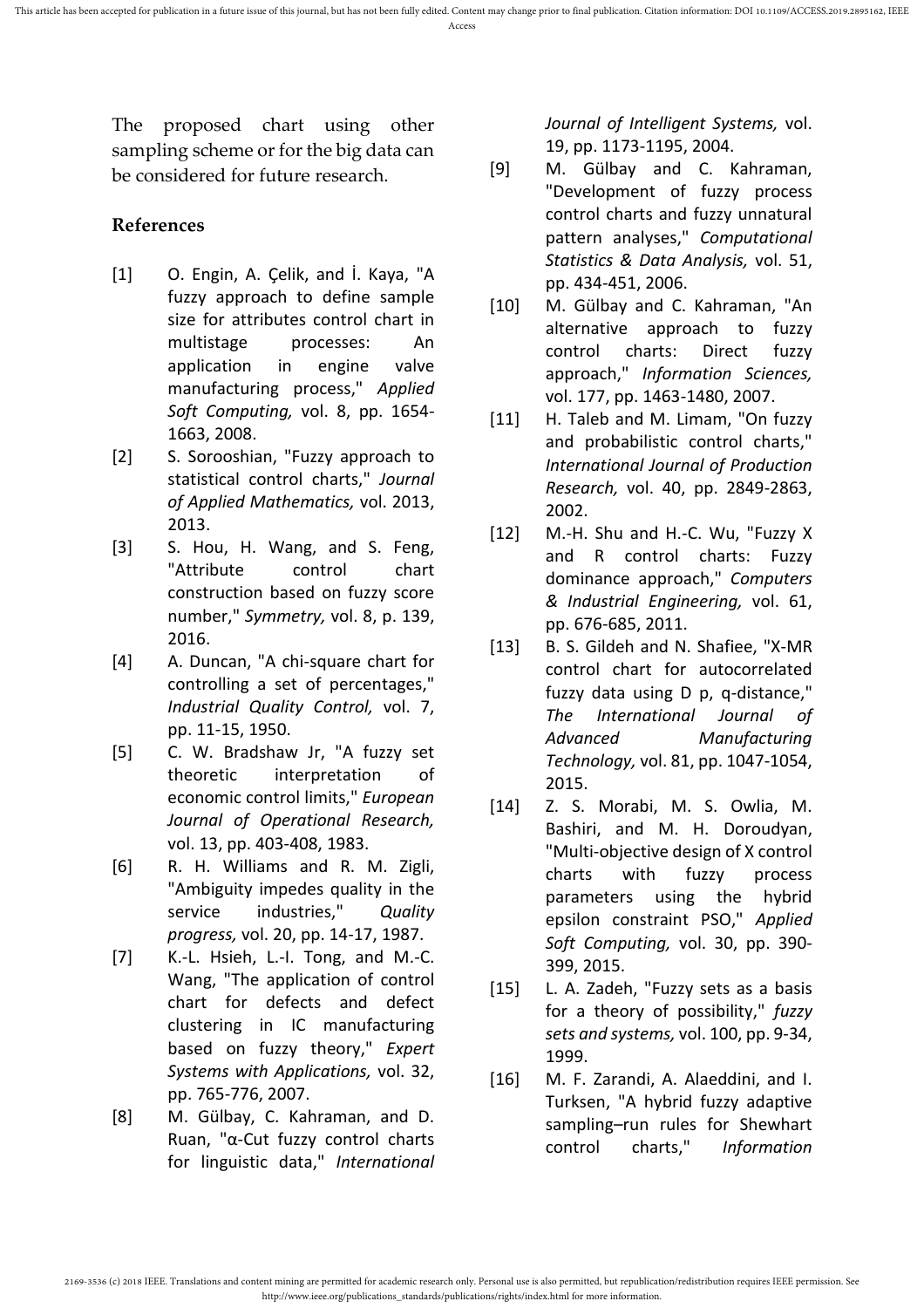The proposed chart using other sampling scheme or for the big data can be considered for future research.

## References

[1] O. Engin, A. Çelik, and İ. Kaya, "A fuzzy approach to define sample size for attributes control chart in multistage processes: An application in engine valve manufacturing process," *Applied Soft Computing,* vol. 8, pp. 1654-1663, 2008.

[2] S. Sorooshian, "Fuzzy approach to statistical control charts," *Journal of Applied Mathematics,* vol. 2013, 2013.

[3] S. Hou, H. Wang, and S. Feng, "Attribute control chart construction based on fuzzy score number," *Symmetry,* vol. 8, p. 139, 2016.

[4] A. Duncan, "A chi-square chart for controlling a set of percentages," *Industrial Quality Control,* vol. 7, pp. 11-15, 1950.

[5] C. W. Bradshaw Jr, "A fuzzy set theoretic interpretation of economic control limits," *European Journal of Operational Research,* vol. 13, pp. 403-408, 1983.

[6] R. H. Williams and R. M. Zigli, "Ambiguity impedes quality in the service industries," *Quality progress,* vol. 20, pp. 14-17, 1987.

[7] K.-L. Hsieh, L.-I. Tong, and M.-C. Wang, "The application of control chart for defects and defect clustering in IC manufacturing based on fuzzy theory," *Expert Systems with Applications,* vol. 32, pp. 765-776, 2007.

[8] M. Gülbay, C. Kahraman, and D. Ruan, "α-Cut fuzzy control charts for linguistic data," *International Journal of Intelligent Systems,* vol. 19, pp. 1173-1195, 2004.

[9] M. Gülbay and C. Kahraman, "Development of fuzzy process control charts and fuzzy unnatural pattern analyses," *Computational Statistics & Data Analysis,* vol. 51, pp. 434-451, 2006.

[10] M. Gülbay and C. Kahraman, "An alternative approach to fuzzy control charts: Direct fuzzy approach," *Information Sciences,* vol. 177, pp. 1463-1480, 2007.

[11] H. Taleb and M. Limam, "On fuzzy and probabilistic control charts," *International Journal of Production Research,* vol. 40, pp. 2849-2863, 2002.

[12] M.-H. Shu and H.-C. Wu, "Fuzzy X and R control charts: Fuzzy dominance approach," *Computers & Industrial Engineering,* vol. 61, pp. 676-685, 2011.

[13] B. S. Gildeh and N. Shafiee, "X-MR control chart for autocorrelated fuzzy data using D p, q-distance," *The International Journal of Advanced Manufacturing Technology,* vol. 81, pp. 1047-1054, 2015.

[14] Z. S. Morabi, M. S. Owlia, M. Bashiri, and M. H. Doroudyan, "Multi-objective design of X control charts with fuzzy process parameters using the hybrid epsilon constraint PSO," *Applied Soft Computing,* vol. 30, pp. 390-399, 2015.

[15] L. A. Zadeh, "Fuzzy sets as a basis for a theory of possibility," *fuzzy sets and systems,* vol. 100, pp. 9-34, 1999.

[16] M. F. Zarandi, A. Alaeddini, and I. Turksen, "A hybrid fuzzy adaptive sampling–run rules for Shewhart control charts," *Information*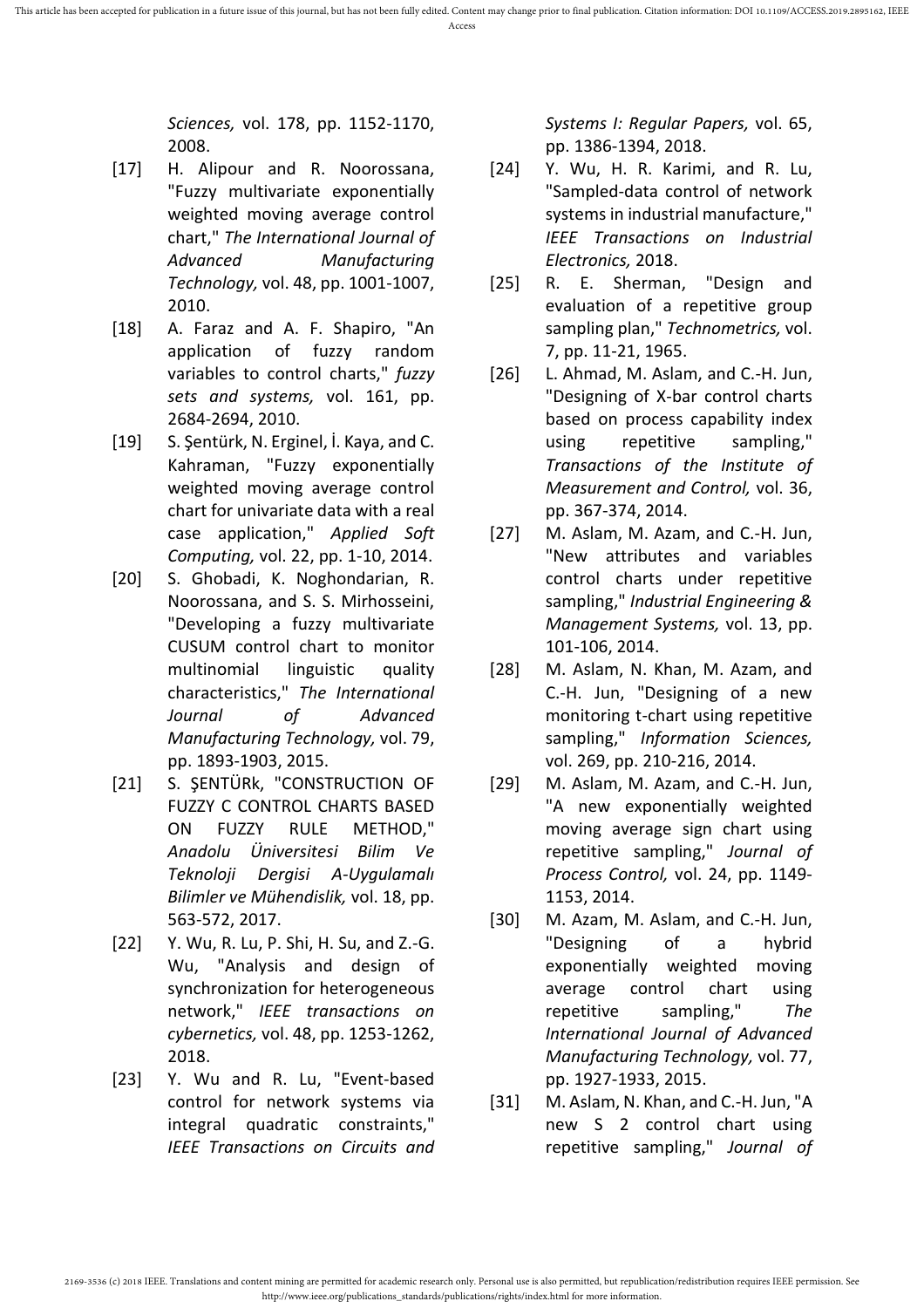*Sciences,* vol. 178, pp. 1152-1170, 2008.

[17] H. Alipour and R. Noorossana, "Fuzzy multivariate exponentially weighted moving average control chart," *The International Journal of Advanced Manufacturing Technology,* vol. 48, pp. 1001-1007, 2010.

[18] A. Faraz and A. F. Shapiro, "An application of fuzzy random variables to control charts," *fuzzy sets and systems,* vol. 161, pp. 2684-2694, 2010.

[19] S. Şentürk, N. Erginel, İ. Kaya, and C. Kahraman, "Fuzzy exponentially weighted moving average control chart for univariate data with a real case application," *Applied Soft Computing,* vol. 22, pp. 1-10, 2014.

[20] S. Ghobadi, K. Noghondarian, R. Noorossana, and S. S. Mirhosseini, "Developing a fuzzy multivariate CUSUM control chart to monitor multinomial linguistic quality characteristics," *The International Journal of Advanced Manufacturing Technology,* vol. 79, pp. 1893-1903, 2015.

[21] S. ŞENTÜRk, "CONSTRUCTION OF FUZZY C CONTROL CHARTS BASED ON FUZZY RULE METHOD," *Anadolu Üniversitesi Bilim Ve Teknoloji Dergisi A-Uygulamalı Bilimler ve Mühendislik,* vol. 18, pp. 563-572, 2017.

[22] Y. Wu, R. Lu, P. Shi, H. Su, and Z.-G. Wu, "Analysis and design of synchronization for heterogeneous network," *IEEE transactions on cybernetics,* vol. 48, pp. 1253-1262, 2018.

[23] Y. Wu and R. Lu, "Event-based control for network systems via integral quadratic constraints," *IEEE Transactions on Circuits and Systems I: Regular Papers,* vol. 65, pp. 1386-1394, 2018.

[24] Y. Wu, H. R. Karimi, and R. Lu, "Sampled-data control of network systems in industrial manufacture," *IEEE Transactions on Industrial Electronics,* 2018.

[25] R. E. Sherman, "Design and evaluation of a repetitive group sampling plan," *Technometrics,* vol. 7, pp. 11-21, 1965.

[26] L. Ahmad, M. Aslam, and C.-H. Jun, "Designing of X-bar control charts based on process capability index using repetitive sampling," *Transactions of the Institute of Measurement and Control,* vol. 36, pp. 367-374, 2014.

[27] M. Aslam, M. Azam, and C.-H. Jun, "New attributes and variables control charts under repetitive sampling," *Industrial Engineering & Management Systems,* vol. 13, pp. 101-106, 2014.

[28] M. Aslam, N. Khan, M. Azam, and C.-H. Jun, "Designing of a new monitoring t-chart using repetitive sampling," *Information Sciences,* vol. 269, pp. 210-216, 2014.

[29] M. Aslam, M. Azam, and C.-H. Jun, "A new exponentially weighted moving average sign chart using repetitive sampling," *Journal of Process Control,* vol. 24, pp. 1149-1153, 2014.

[30] M. Azam, M. Aslam, and C.-H. Jun, "Designing of a hybrid exponentially weighted moving average control chart using repetitive sampling," *The International Journal of Advanced Manufacturing Technology,* vol. 77, pp. 1927-1933, 2015.

[31] M. Aslam, N. Khan, and C.-H. Jun, "A new S 2 control chart using repetitive sampling," *Journal of*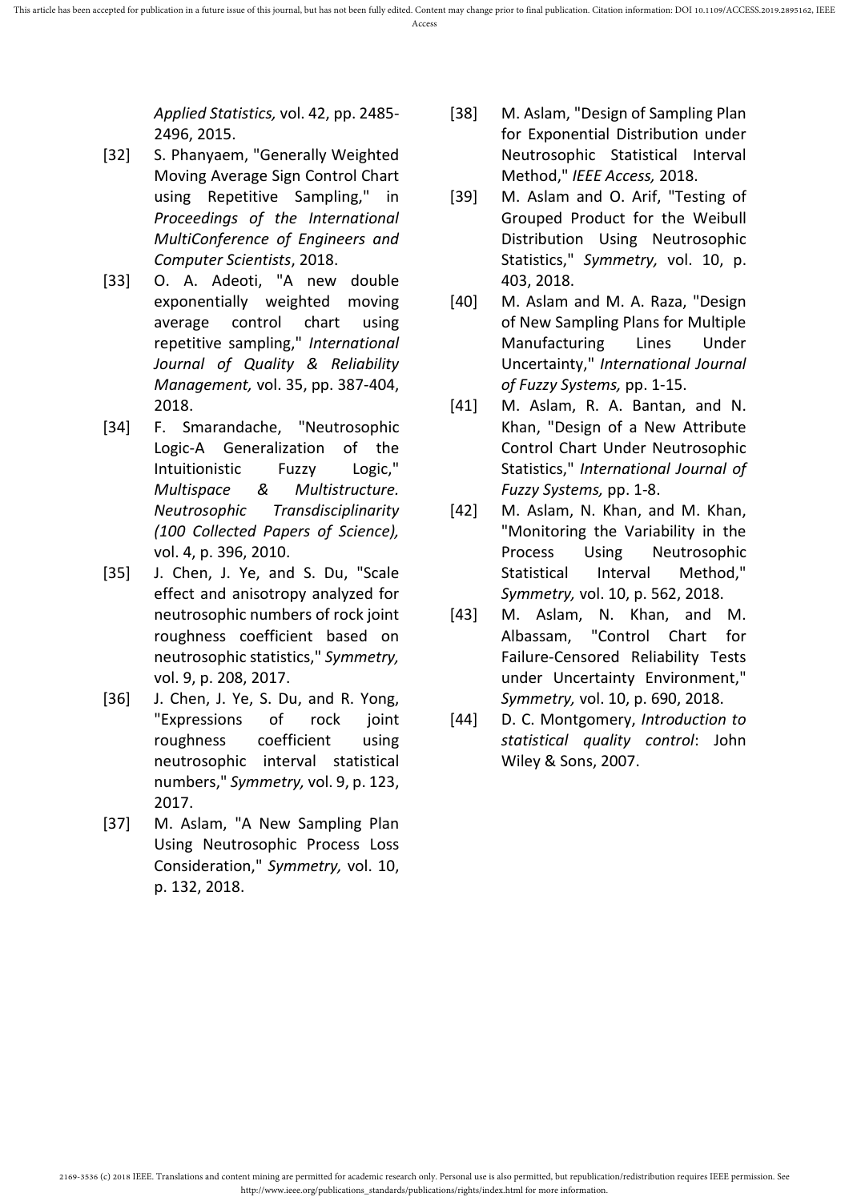*Applied Statistics,* vol. 42, pp. 2485-2496, 2015.

[32] S. Phanyaem, "Generally Weighted Moving Average Sign Control Chart using Repetitive Sampling," in *Proceedings of the International MultiConference of Engineers and Computer Scientists*, 2018.

[33] O. A. Adeoti, "A new double exponentially weighted moving average control chart using repetitive sampling," *International Journal of Quality & Reliability Management,* vol. 35, pp. 387-404, 2018.

[34] F. Smarandache, "Neutrosophic Logic-A Generalization of the Intuitionistic Fuzzy Logic," *Multispace & Multistructure. Neutrosophic Transdisciplinarity (100 Collected Papers of Science),* vol. 4, p. 396, 2010.

[35] J. Chen, J. Ye, and S. Du, "Scale effect and anisotropy analyzed for neutrosophic numbers of rock joint roughness coefficient based on neutrosophic statistics," *Symmetry,* vol. 9, p. 208, 2017.

[36] J. Chen, J. Ye, S. Du, and R. Yong, "Expressions of rock joint roughness coefficient using neutrosophic interval statistical numbers," *Symmetry,* vol. 9, p. 123, 2017.

[37] M. Aslam, "A New Sampling Plan Using Neutrosophic Process Loss Consideration," *Symmetry,* vol. 10, p. 132, 2018.

[38] M. Aslam, "Design of Sampling Plan for Exponential Distribution under Neutrosophic Statistical Interval Method," *IEEE Access,* 2018.

[39] M. Aslam and O. Arif, "Testing of Grouped Product for the Weibull Distribution Using Neutrosophic Statistics," *Symmetry,* vol. 10, p. 403, 2018.

[40] M. Aslam and M. A. Raza, "Design of New Sampling Plans for Multiple Manufacturing Lines Under Uncertainty," *International Journal of Fuzzy Systems,* pp. 1-15.

[41] M. Aslam, R. A. Bantan, and N. Khan, "Design of a New Attribute Control Chart Under Neutrosophic Statistics," *International Journal of Fuzzy Systems,* pp. 1-8.

[42] M. Aslam, N. Khan, and M. Khan, "Monitoring the Variability in the Process Using Neutrosophic Statistical Interval Method," *Symmetry,* vol. 10, p. 562, 2018.

[43] M. Aslam, N. Khan, and M. Albassam, "Control Chart for Failure-Censored Reliability Tests under Uncertainty Environment," *Symmetry,* vol. 10, p. 690, 2018.

[44] D. C. Montgomery, *Introduction to statistical quality control*: John Wiley & Sons, 2007.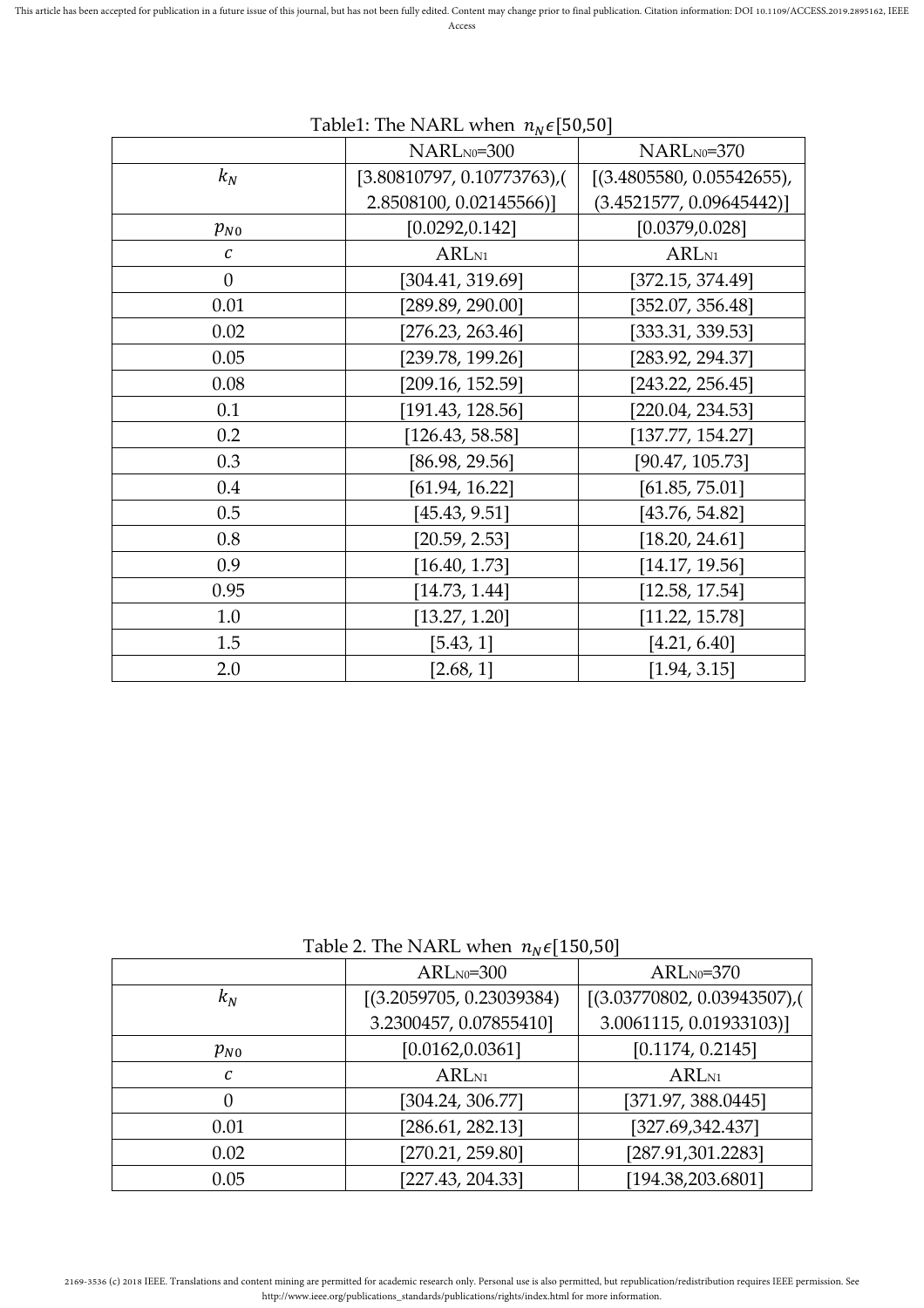Table1: The NARL when $n_N \epsilon[50,50]$

| | $NARL_{N0}$=300 | $NARL_{N0}$=370 |
|---|---|---|
| $k_N$ | [3.80810797, 0.10773763),( 2.8508100, 0.02145566)] | [(3.4805580, 0.05542655), (3.4521577, 0.09645442)] |
| $p_{N0}$ | [0.0292,0.142] | [0.0379,0.028] |
| $c$ | $ARL_{N1}$ | $ARL_{N1}$ |
| 0 | [304.41, 319.69] | [372.15, 374.49] |
| 0.01 | [289.89, 290.00] | [352.07, 356.48] |
| 0.02 | [276.23, 263.46] | [333.31, 339.53] |
| 0.05 | [239.78, 199.26] | [283.92, 294.37] |
| 0.08 | [209.16, 152.59] | [243.22, 256.45] |
| 0.1 | [191.43, 128.56] | [220.04, 234.53] |
| 0.2 | [126.43, 58.58] | [137.77, 154.27] |
| 0.3 | [86.98, 29.56] | [90.47, 105.73] |
| 0.4 | [61.94, 16.22] | [61.85, 75.01] |
| 0.5 | [45.43, 9.51] | [43.76, 54.82] |
| 0.8 | [20.59, 2.53] | [18.20, 24.61] |
| 0.9 | [16.40, 1.73] | [14.17, 19.56] |
| 0.95 | [14.73, 1.44] | [12.58, 17.54] |
| 1.0 | [13.27, 1.20] | [11.22, 15.78] |
| 1.5 | [5.43, 1] | [4.21, 6.40] |
| 2.0 | [2.68, 1] | [1.94, 3.15] |

Table 2. The NARL when $n_N \epsilon[150,50]$

| | $ARL_{N0}$=300 | $ARL_{N0}$=370 |
|---|---|---|
| $k_N$ | [(3.2059705, 0.23039384) 3.2300457, 0.07855410] | [(3.03770802, 0.03943507),( 3.0061115, 0.01933103)] |
| $p_{N0}$ | [0.0162,0.0361] | [0.1174, 0.2145] |
| $c$ | $ARL_{N1}$ | $ARL_{N1}$ |
| 0 | [304.24, 306.77] | [371.97, 388.0445] |
| 0.01 | [286.61, 282.13] | [327.69,342.437] |
| 0.02 | [270.21, 259.80] | [287.91,301.2283] |
| 0.05 | [227.43, 204.33] | [194.38,203.6801] |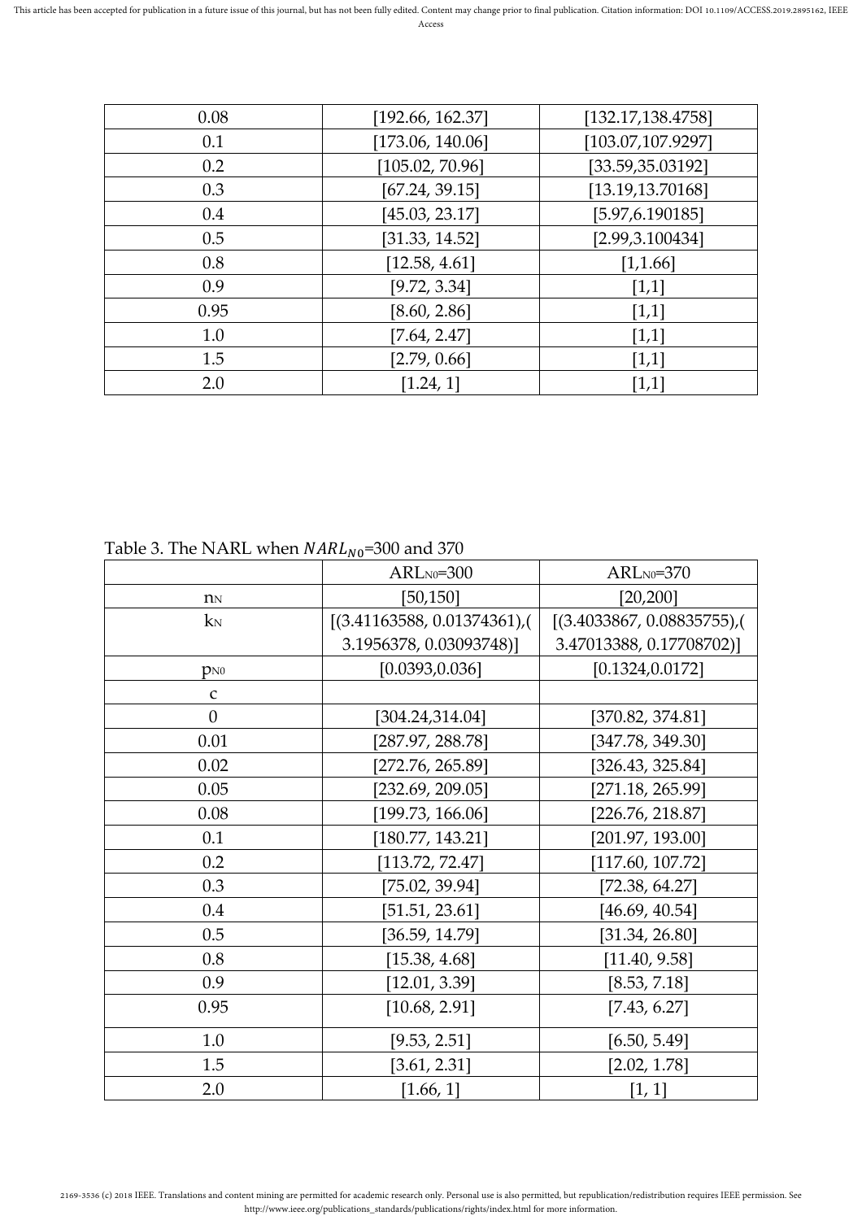| | | |
|---|---|---|
| 0.08 | [192.66, 162.37] | [132.17,138.4758] |
| 0.1 | [173.06, 140.06] | [103.07,107.9297] |
| 0.2 | [105.02, 70.96] | [33.59,35.03192] |
| 0.3 | [67.24, 39.15] | [13.19,13.70168] |
| 0.4 | [45.03, 23.17] | [5.97,6.190185] |
| 0.5 | [31.33, 14.52] | [2.99,3.100434] |
| 0.8 | [12.58, 4.61] | [1,1.66] |
| 0.9 | [9.72, 3.34] | [1,1] |
| 0.95 | [8.60, 2.86] | [1,1] |
| 1.0 | [7.64, 2.47] | [1,1] |
| 1.5 | [2.79, 0.66] | [1,1] |
| 2.0 | [1.24, 1] | [1,1] |

Table 3. The NARL when $NARL_{N0}$=300 and 370

| | $ARL_{N0}$=300 | $ARL_{N0}$=370 |
|---|---|---|
| $n_N$ | [50,150] | [20,200] |
| $k_N$ | [(3.41163588, 0.01374361),( 3.1956378, 0.03093748)] | [(3.4033867, 0.08835755),( 3.47013388, 0.17708702)] |
| $p_{N0}$ | [0.0393,0.036] | [0.1324,0.0172] |
| c | | |
| 0 | [304.24,314.04] | [370.82, 374.81] |
| 0.01 | [287.97, 288.78] | [347.78, 349.30] |
| 0.02 | [272.76, 265.89] | [326.43, 325.84] |
| 0.05 | [232.69, 209.05] | [271.18, 265.99] |
| 0.08 | [199.73, 166.06] | [226.76, 218.87] |
| 0.1 | [180.77, 143.21] | [201.97, 193.00] |
| 0.2 | [113.72, 72.47] | [117.60, 107.72] |
| 0.3 | [75.02, 39.94] | [72.38, 64.27] |
| 0.4 | [51.51, 23.61] | [46.69, 40.54] |
| 0.5 | [36.59, 14.79] | [31.34, 26.80] |
| 0.8 | [15.38, 4.68] | [11.40, 9.58] |
| 0.9 | [12.01, 3.39] | [8.53, 7.18] |
| 0.95 | [10.68, 2.91] | [7.43, 6.27] |
| 1.0 | [9.53, 2.51] | [6.50, 5.49] |
| 1.5 | [3.61, 2.31] | [2.02, 1.78] |
| 2.0 | [1.66, 1] | [1, 1] |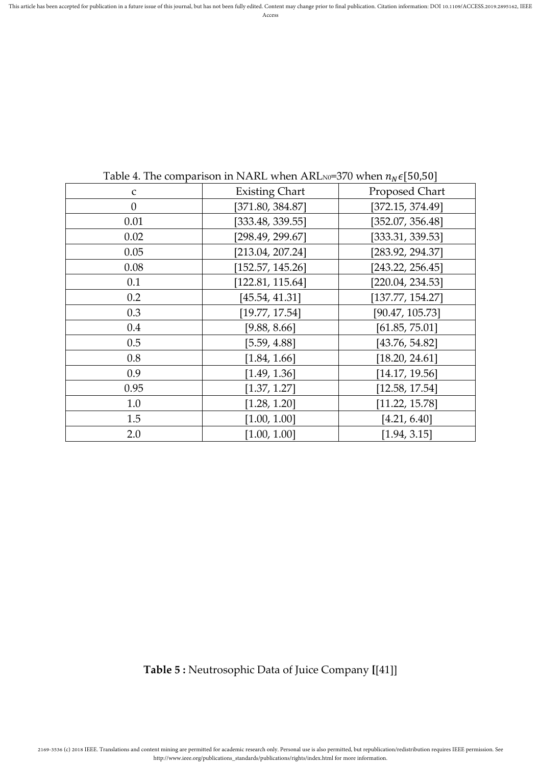Table 4. The comparison in NARL when $ARL_{N0}$=370 when $n_N \epsilon [50,50]$

| c | Existing Chart | Proposed Chart |
|---|---|---|
| 0 | [371.80, 384.87] | [372.15, 374.49] |
| 0.01 | [333.48, 339.55] | [352.07, 356.48] |
| 0.02 | [298.49, 299.67] | [333.31, 339.53] |
| 0.05 | [213.04, 207.24] | [283.92, 294.37] |
| 0.08 | [152.57, 145.26] | [243.22, 256.45] |
| 0.1 | [122.81, 115.64] | [220.04, 234.53] |
| 0.2 | [45.54, 41.31] | [137.77, 154.27] |
| 0.3 | [19.77, 17.54] | [90.47, 105.73] |
| 0.4 | [9.88, 8.66] | [61.85, 75.01] |
| 0.5 | [5.59, 4.88] | [43.76, 54.82] |
| 0.8 | [1.84, 1.66] | [18.20, 24.61] |
| 0.9 | [1.49, 1.36] | [14.17, 19.56] |
| 0.95 | [1.37, 1.27] | [12.58, 17.54] |
| 1.0 | [1.28, 1.20] | [11.22, 15.78] |
| 1.5 | [1.00, 1.00] | [4.21, 6.40] |
| 2.0 | [1.00, 1.00] | [1.94, 3.15] |

**Table 5 :** Neutrosophic Data of Juice Company **[**[41]]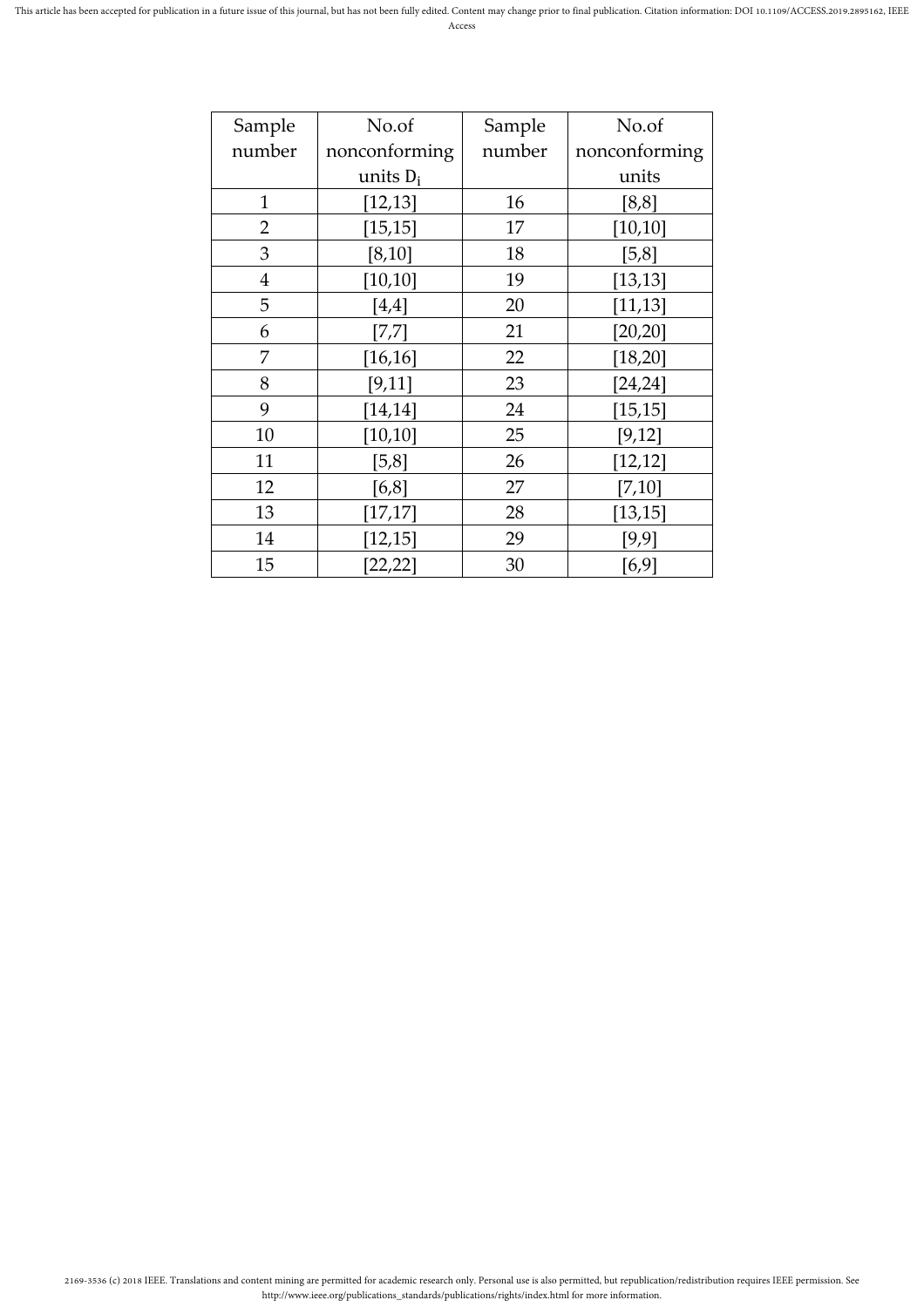| Sample number | No.of nonconforming units $D_i$ | Sample number | No.of nonconforming units |
|---|---|---|---|
| 1 | [12,13] | 16 | [8,8] |
| 2 | [15,15] | 17 | [10,10] |
| 3 | [8,10] | 18 | [5,8] |
| 4 | [10,10] | 19 | [13,13] |
| 5 | [4,4] | 20 | [11,13] |
| 6 | [7,7] | 21 | [20,20] |
| 7 | [16,16] | 22 | [18,20] |
| 8 | [9,11] | 23 | [24,24] |
| 9 | [14,14] | 24 | [15,15] |
| 10 | [10,10] | 25 | [9,12] |
| 11 | [5,8] | 26 | [12,12] |
| 12 | [6,8] | 27 | [7,10] |
| 13 | [17,17] | 28 | [13,15] |
| 14 | [12,15] | 29 | [9,9] |
| 15 | [22,22] | 30 | [6,9] |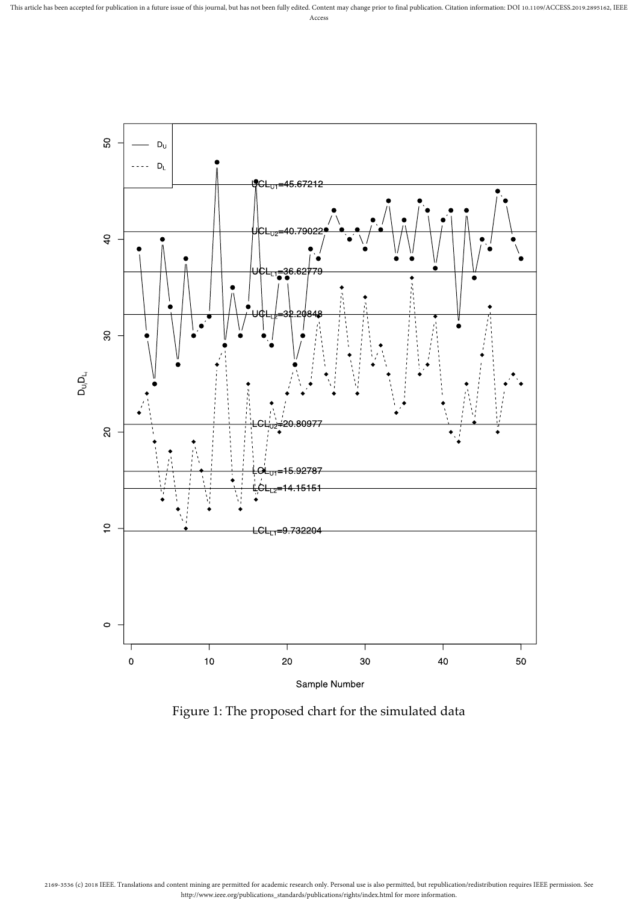Figure 1: The proposed chart for the simulated data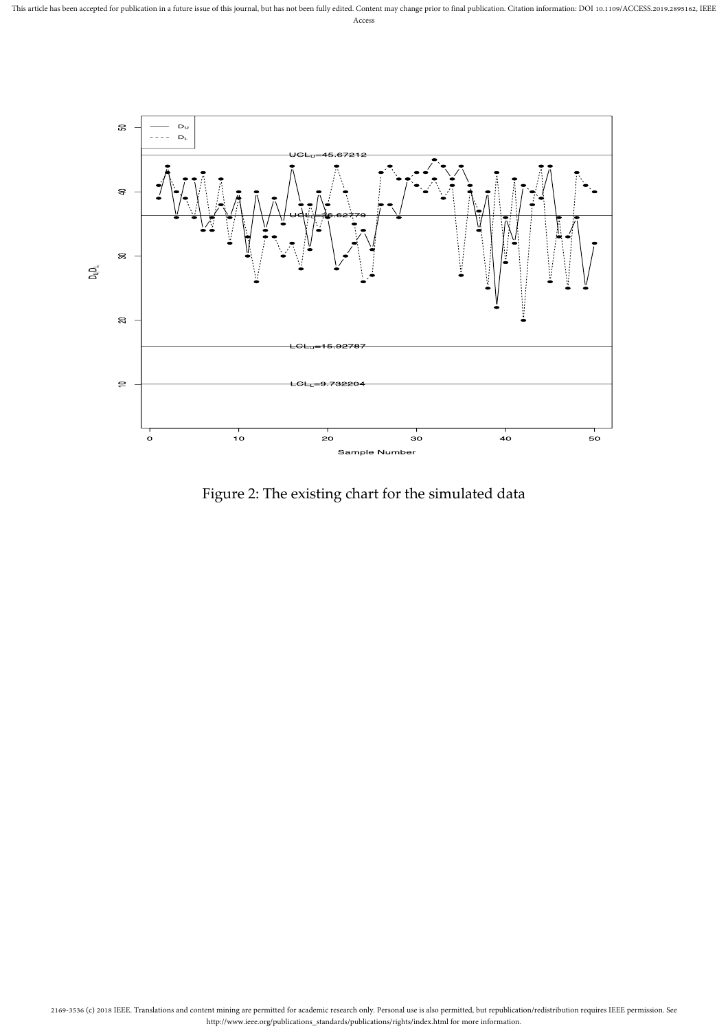Figure 2: The existing chart for the simulated data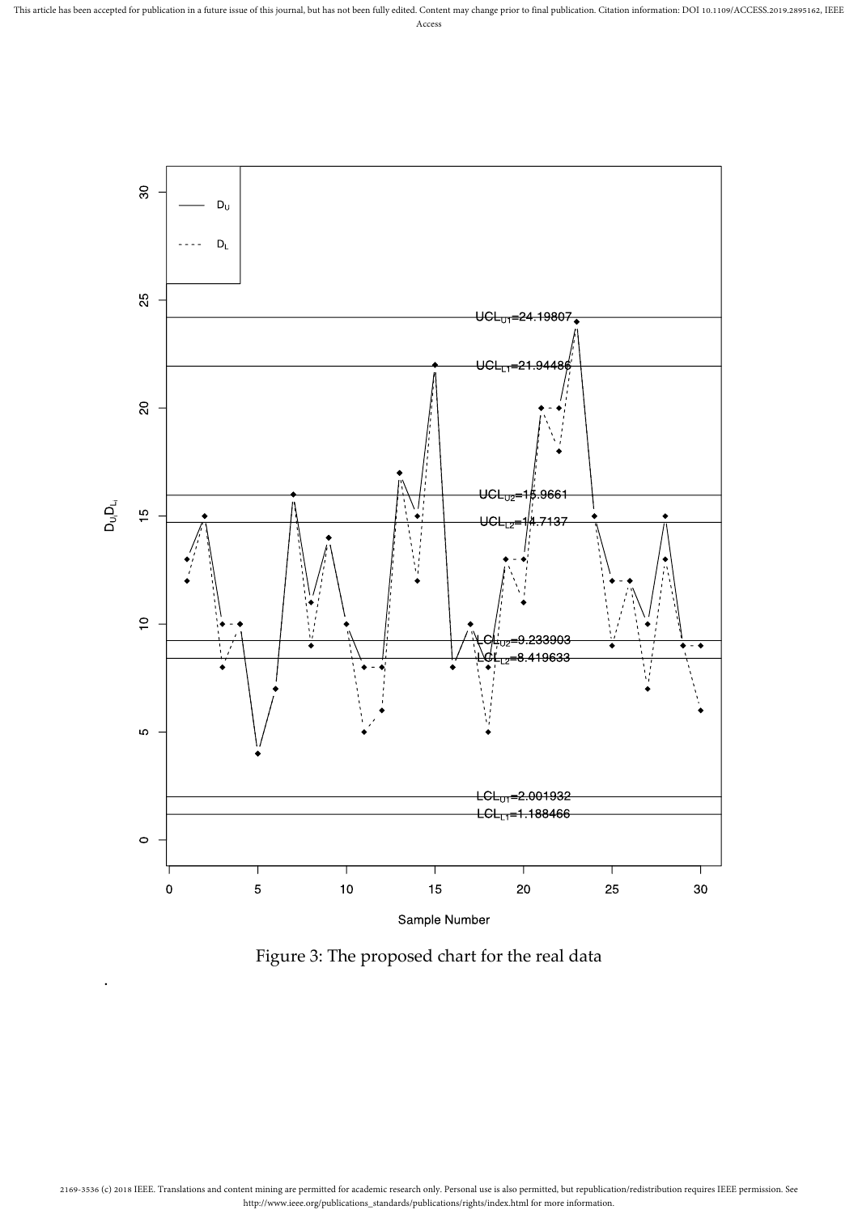Figure 3: The proposed chart for the real data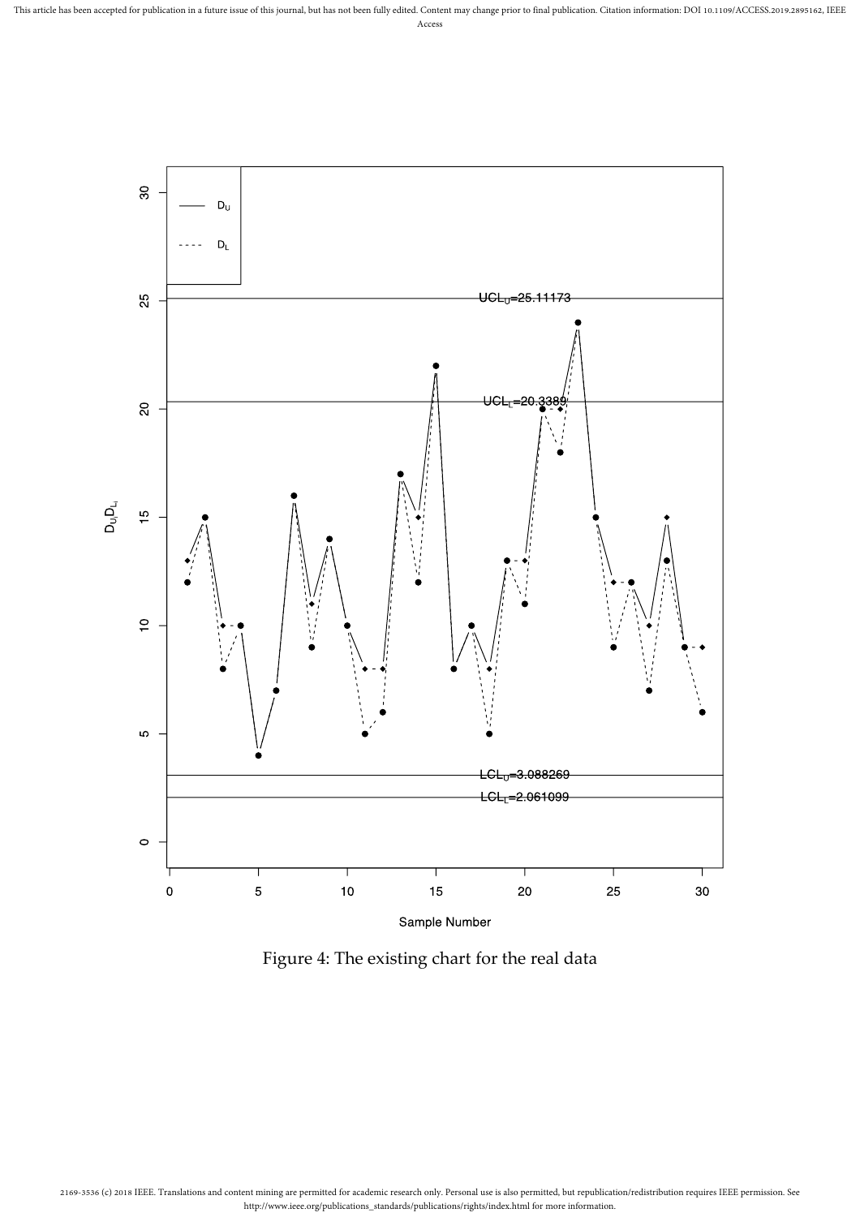$D_U$

$D_L$

$UCL_U$=25.11173

$UCL_L$=20.3389

$LCL_U$=3.088269

$LCL_L$=2.061099

$D_{U_i}D_{L_i}$

0 5 10 15 20 25 30

Sample Number

Figure 4: The existing chart for the real data